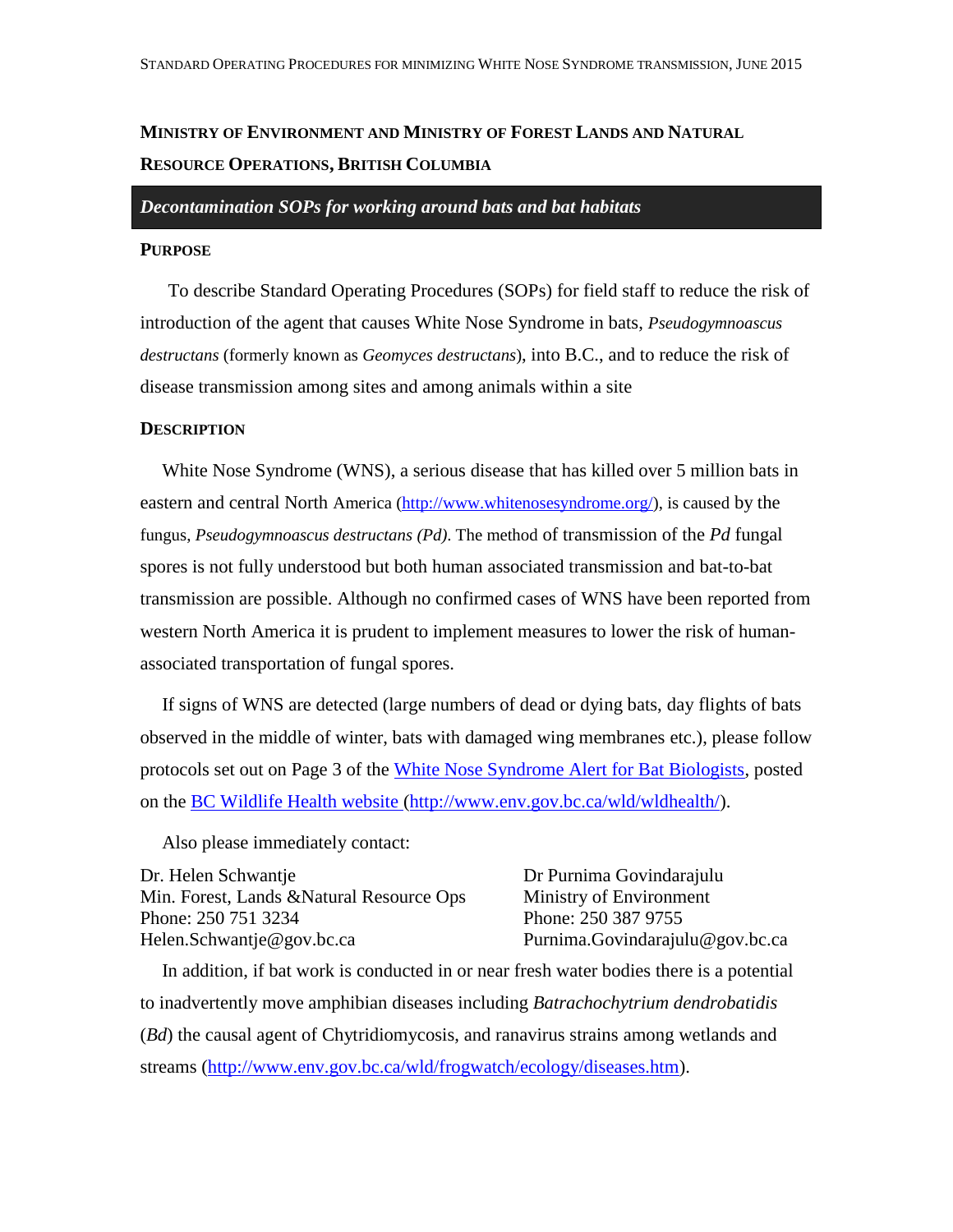# MINISTRY OF ENVIRONMENT AND MINISTRY OF FOREST LANDS AND NATURAL RESOURCE OPERATIONS, BRITISH COLUMBIA

## *Decontamination SOPs for working around bats and bat habitats*

### PURPOSE

To describe Standard Operating Procedures (SOPs) for field staff to reduce the risk of introduction of the agent that causes White Nose Syndrome in bats, *Pseudogymnoascus destructans* (formerly known as *Geomyces destructans*), into B.C., and to reduce the risk of disease transmission among sites and among animals within a site

### DESCRIPTION

White Nose Syndrome (WNS), a serious disease that has killed over 5 million bats in eastern and central North America (http://www.whitenosesyndrome.org/), is caused by the fungus, *Pseudogymnoascus destructans (Pd)*. The method of transmission of the *Pd* fungal spores is not fully understood but both human associated transmission and bat-to-bat transmission are possible. Although no confirmed cases of WNS have been reported from western North America it is prudent to implement measures to lower the risk of human-associated transportation of fungal spores.

If signs of WNS are detected (large numbers of dead or dying bats, day flights of bats observed in the middle of winter, bats with damaged wing membranes etc.), please follow protocols set out on Page 3 of the White Nose Syndrome Alert for Bat Biologists, posted on the BC Wildlife Health website (http://www.env.gov.bc.ca/wld/wldhealth/).

Also please immediately contact:

Dr. Helen Schwantje
Min. Forest, Lands &Natural Resource Ops
Phone: 250 751 3234
Helen.Schwantje@gov.bc.ca

Dr Purnima Govindarajulu
Ministry of Environment
Phone: 250 387 9755
Purnima.Govindarajulu@gov.bc.ca

In addition, if bat work is conducted in or near fresh water bodies there is a potential to inadvertently move amphibian diseases including *Batrachochytrium dendrobatidis* (*Bd*) the causal agent of Chytridiomycosis, and ranavirus strains among wetlands and streams (http://www.env.gov.bc.ca/wld/frogwatch/ecology/diseases.htm).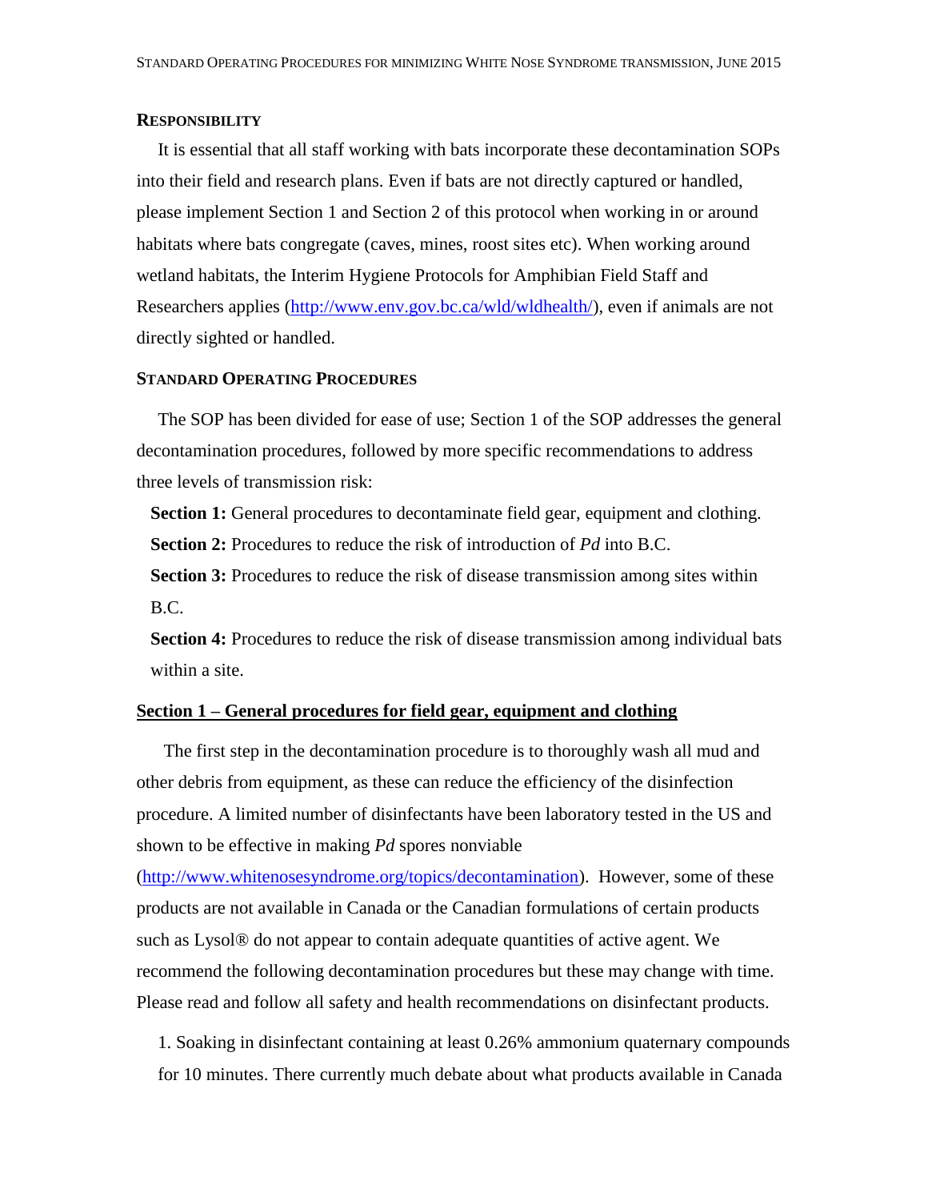### RESPONSIBILITY

It is essential that all staff working with bats incorporate these decontamination SOPs into their field and research plans. Even if bats are not directly captured or handled, please implement Section 1 and Section 2 of this protocol when working in or around habitats where bats congregate (caves, mines, roost sites etc). When working around wetland habitats, the Interim Hygiene Protocols for Amphibian Field Staff and Researchers applies (http://www.env.gov.bc.ca/wld/wldhealth/), even if animals are not directly sighted or handled.

### STANDARD OPERATING PROCEDURES

The SOP has been divided for ease of use; Section 1 of the SOP addresses the general decontamination procedures, followed by more specific recommendations to address three levels of transmission risk:

**Section 1:** General procedures to decontaminate field gear, equipment and clothing.

**Section 2:** Procedures to reduce the risk of introduction of *Pd* into B.C.

**Section 3:** Procedures to reduce the risk of disease transmission among sites within B.C.

**Section 4:** Procedures to reduce the risk of disease transmission among individual bats within a site.

## Section 1 – General procedures for field gear, equipment and clothing

The first step in the decontamination procedure is to thoroughly wash all mud and other debris from equipment, as these can reduce the efficiency of the disinfection procedure. A limited number of disinfectants have been laboratory tested in the US and shown to be effective in making *Pd* spores nonviable (http://www.whitenosesyndrome.org/topics/decontamination). However, some of these products are not available in Canada or the Canadian formulations of certain products such as Lysol® do not appear to contain adequate quantities of active agent. We recommend the following decontamination procedures but these may change with time. Please read and follow all safety and health recommendations on disinfectant products.

1. Soaking in disinfectant containing at least 0.26% ammonium quaternary compounds for 10 minutes. There currently much debate about what products available in Canada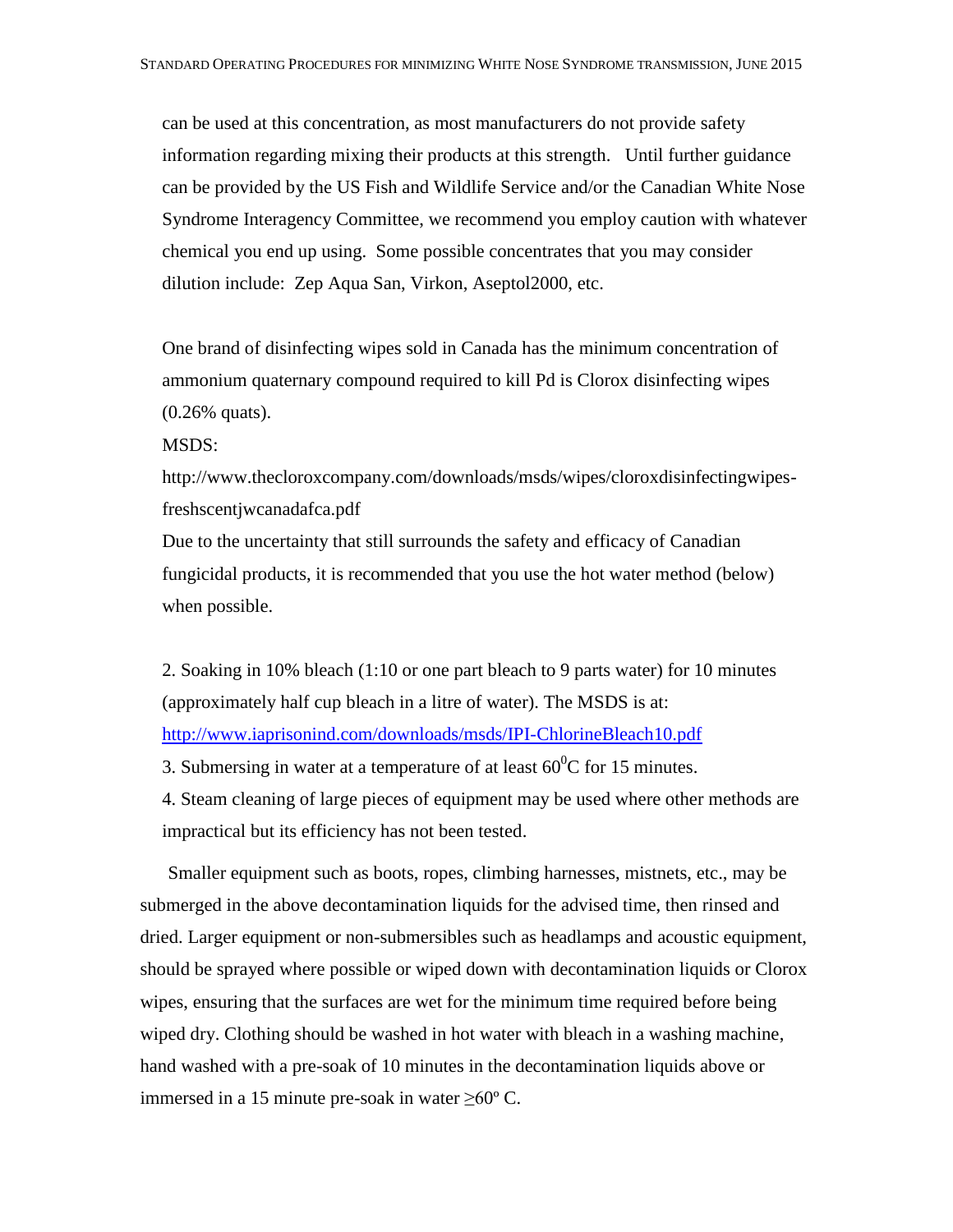can be used at this concentration, as most manufacturers do not provide safety information regarding mixing their products at this strength. Until further guidance can be provided by the US Fish and Wildlife Service and/or the Canadian White Nose Syndrome Interagency Committee, we recommend you employ caution with whatever chemical you end up using. Some possible concentrates that you may consider dilution include: Zep Aqua San, Virkon, Aseptol2000, etc.

One brand of disinfecting wipes sold in Canada has the minimum concentration of ammonium quaternary compound required to kill Pd is Clorox disinfecting wipes (0.26% quats).

MSDS:

http://www.thecloroxcompany.com/downloads/msds/wipes/cloroxdisinfectingwipes-freshscentjwcanadafca.pdf

Due to the uncertainty that still surrounds the safety and efficacy of Canadian fungicidal products, it is recommended that you use the hot water method (below) when possible.

2. Soaking in 10% bleach (1:10 or one part bleach to 9 parts water) for 10 minutes (approximately half cup bleach in a litre of water). The MSDS is at: http://www.iaprisonind.com/downloads/msds/IPI-ChlorineBleach10.pdf

3. Submersing in water at a temperature of at least $60^0$C for 15 minutes.

4. Steam cleaning of large pieces of equipment may be used where other methods are impractical but its efficiency has not been tested.

Smaller equipment such as boots, ropes, climbing harnesses, mistnets, etc., may be submerged in the above decontamination liquids for the advised time, then rinsed and dried. Larger equipment or non-submersibles such as headlamps and acoustic equipment, should be sprayed where possible or wiped down with decontamination liquids or Clorox wipes, ensuring that the surfaces are wet for the minimum time required before being wiped dry. Clothing should be washed in hot water with bleach in a washing machine, hand washed with a pre-soak of 10 minutes in the decontamination liquids above or immersed in a 15 minute pre-soak in water ≥60º C.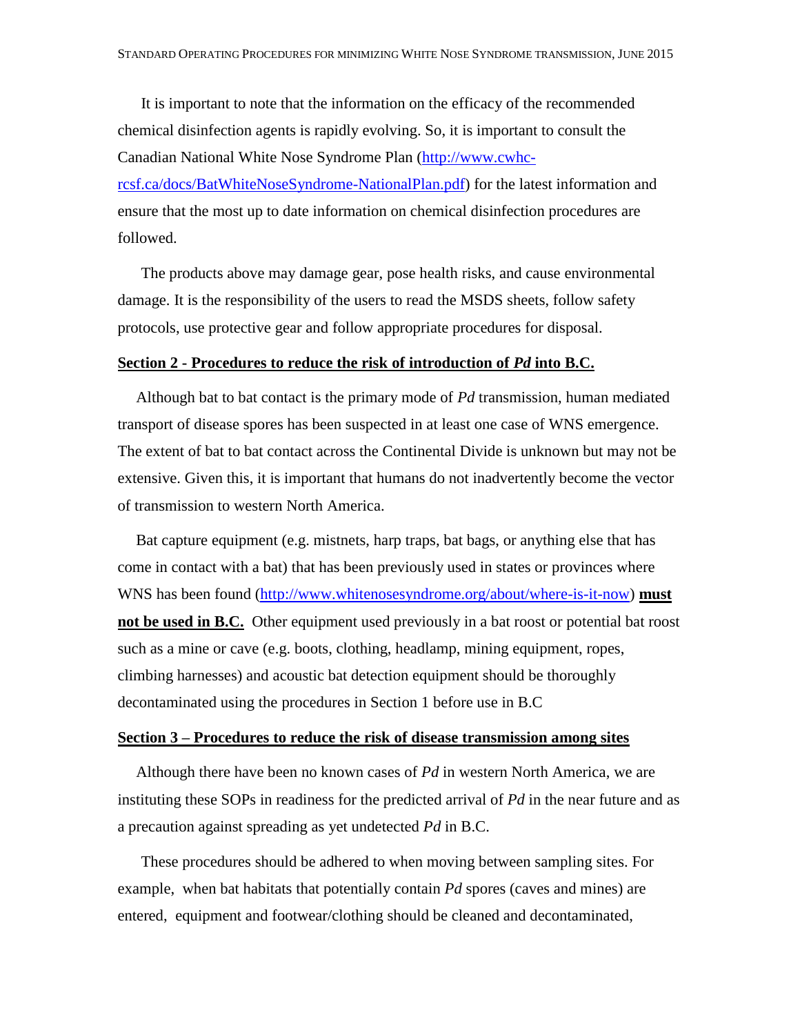It is important to note that the information on the efficacy of the recommended chemical disinfection agents is rapidly evolving. So, it is important to consult the Canadian National White Nose Syndrome Plan (http://www.cwhc-rcsf.ca/docs/BatWhiteNoseSyndrome-NationalPlan.pdf) for the latest information and ensure that the most up to date information on chemical disinfection procedures are followed.

The products above may damage gear, pose health risks, and cause environmental damage. It is the responsibility of the users to read the MSDS sheets, follow safety protocols, use protective gear and follow appropriate procedures for disposal.

## Section 2 - Procedures to reduce the risk of introduction of *Pd* into B.C.

Although bat to bat contact is the primary mode of *Pd* transmission, human mediated transport of disease spores has been suspected in at least one case of WNS emergence. The extent of bat to bat contact across the Continental Divide is unknown but may not be extensive. Given this, it is important that humans do not inadvertently become the vector of transmission to western North America.

Bat capture equipment (e.g. mistnets, harp traps, bat bags, or anything else that has come in contact with a bat) that has been previously used in states or provinces where WNS has been found (http://www.whitenosesyndrome.org/about/where-is-it-now) **must not be used in B.C.** Other equipment used previously in a bat roost or potential bat roost such as a mine or cave (e.g. boots, clothing, headlamp, mining equipment, ropes, climbing harnesses) and acoustic bat detection equipment should be thoroughly decontaminated using the procedures in Section 1 before use in B.C

## Section 3 – Procedures to reduce the risk of disease transmission among sites

Although there have been no known cases of *Pd* in western North America, we are instituting these SOPs in readiness for the predicted arrival of *Pd* in the near future and as a precaution against spreading as yet undetected *Pd* in B.C.

These procedures should be adhered to when moving between sampling sites. For example, when bat habitats that potentially contain *Pd* spores (caves and mines) are entered, equipment and footwear/clothing should be cleaned and decontaminated,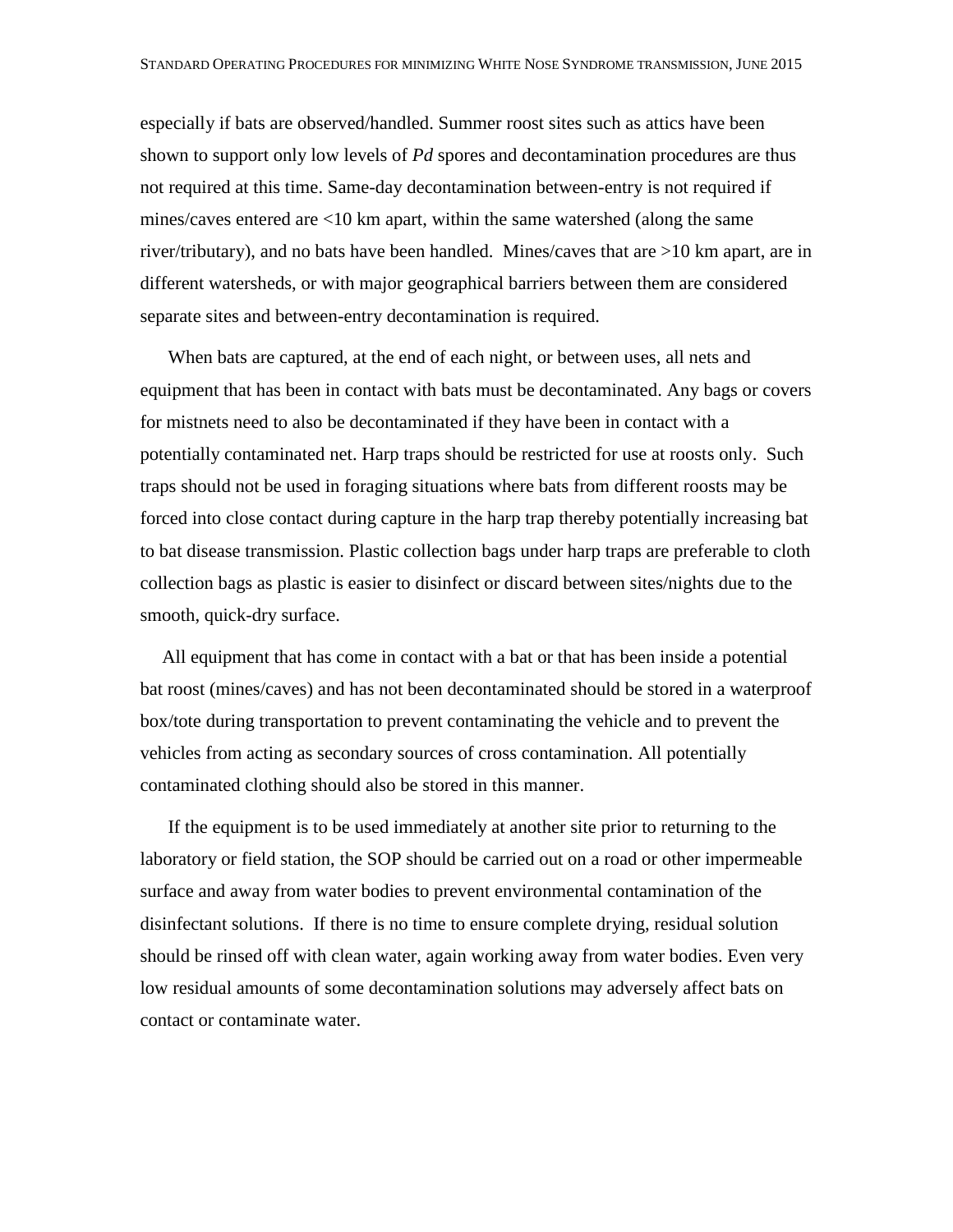especially if bats are observed/handled. Summer roost sites such as attics have been shown to support only low levels of *Pd* spores and decontamination procedures are thus not required at this time. Same-day decontamination between-entry is not required if mines/caves entered are <10 km apart, within the same watershed (along the same river/tributary), and no bats have been handled. Mines/caves that are >10 km apart, are in different watersheds, or with major geographical barriers between them are considered separate sites and between-entry decontamination is required.

When bats are captured, at the end of each night, or between uses, all nets and equipment that has been in contact with bats must be decontaminated. Any bags or covers for mistnets need to also be decontaminated if they have been in contact with a potentially contaminated net. Harp traps should be restricted for use at roosts only. Such traps should not be used in foraging situations where bats from different roosts may be forced into close contact during capture in the harp trap thereby potentially increasing bat to bat disease transmission. Plastic collection bags under harp traps are preferable to cloth collection bags as plastic is easier to disinfect or discard between sites/nights due to the smooth, quick-dry surface.

All equipment that has come in contact with a bat or that has been inside a potential bat roost (mines/caves) and has not been decontaminated should be stored in a waterproof box/tote during transportation to prevent contaminating the vehicle and to prevent the vehicles from acting as secondary sources of cross contamination. All potentially contaminated clothing should also be stored in this manner.

If the equipment is to be used immediately at another site prior to returning to the laboratory or field station, the SOP should be carried out on a road or other impermeable surface and away from water bodies to prevent environmental contamination of the disinfectant solutions. If there is no time to ensure complete drying, residual solution should be rinsed off with clean water, again working away from water bodies. Even very low residual amounts of some decontamination solutions may adversely affect bats on contact or contaminate water.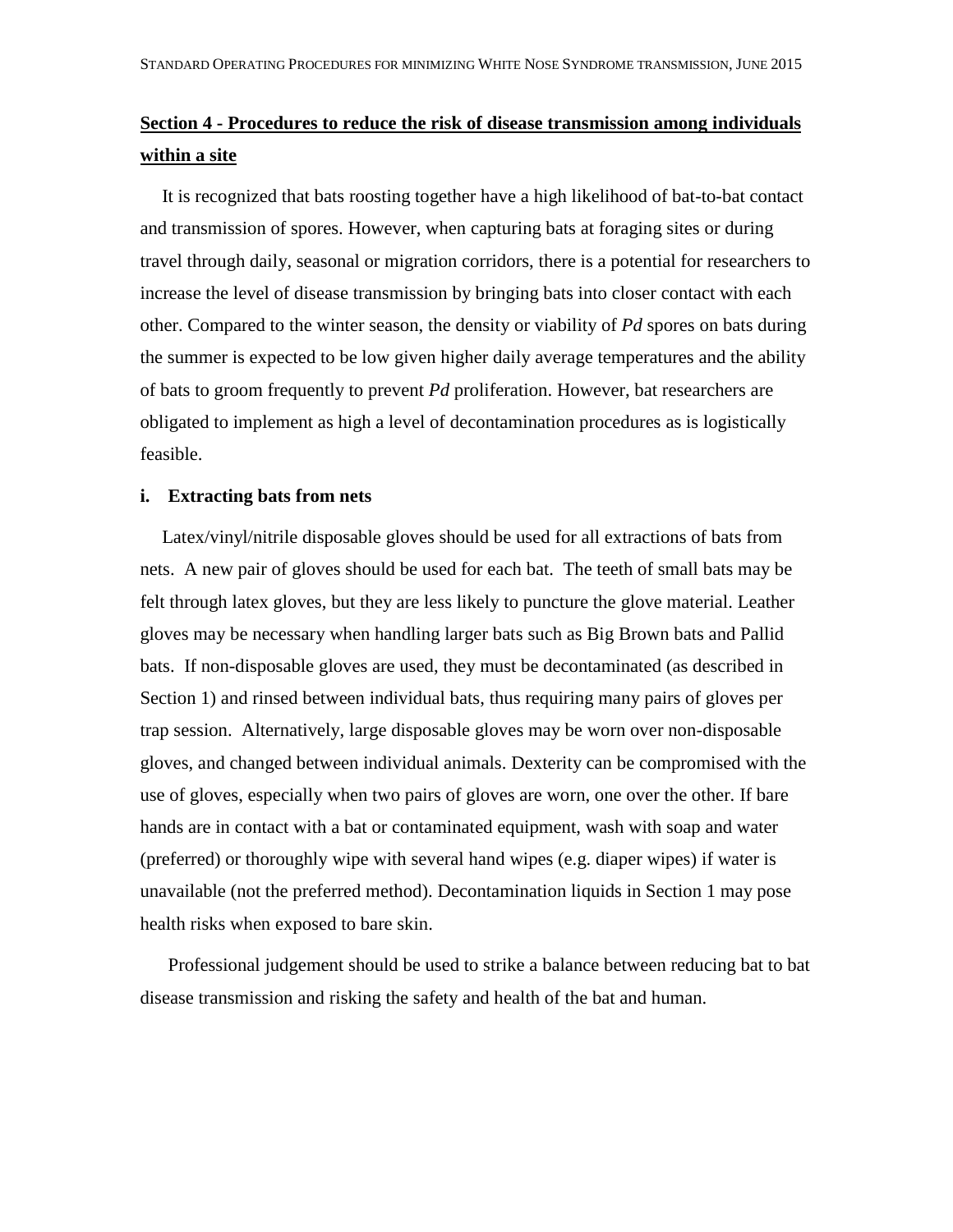## Section 4 - Procedures to reduce the risk of disease transmission among individuals within a site

It is recognized that bats roosting together have a high likelihood of bat-to-bat contact and transmission of spores. However, when capturing bats at foraging sites or during travel through daily, seasonal or migration corridors, there is a potential for researchers to increase the level of disease transmission by bringing bats into closer contact with each other. Compared to the winter season, the density or viability of *Pd* spores on bats during the summer is expected to be low given higher daily average temperatures and the ability of bats to groom frequently to prevent *Pd* proliferation. However, bat researchers are obligated to implement as high a level of decontamination procedures as is logistically feasible.

### i. Extracting bats from nets

Latex/vinyl/nitrile disposable gloves should be used for all extractions of bats from nets. A new pair of gloves should be used for each bat. The teeth of small bats may be felt through latex gloves, but they are less likely to puncture the glove material. Leather gloves may be necessary when handling larger bats such as Big Brown bats and Pallid bats. If non-disposable gloves are used, they must be decontaminated (as described in Section 1) and rinsed between individual bats, thus requiring many pairs of gloves per trap session. Alternatively, large disposable gloves may be worn over non-disposable gloves, and changed between individual animals. Dexterity can be compromised with the use of gloves, especially when two pairs of gloves are worn, one over the other. If bare hands are in contact with a bat or contaminated equipment, wash with soap and water (preferred) or thoroughly wipe with several hand wipes (e.g. diaper wipes) if water is unavailable (not the preferred method). Decontamination liquids in Section 1 may pose health risks when exposed to bare skin.

Professional judgement should be used to strike a balance between reducing bat to bat disease transmission and risking the safety and health of the bat and human.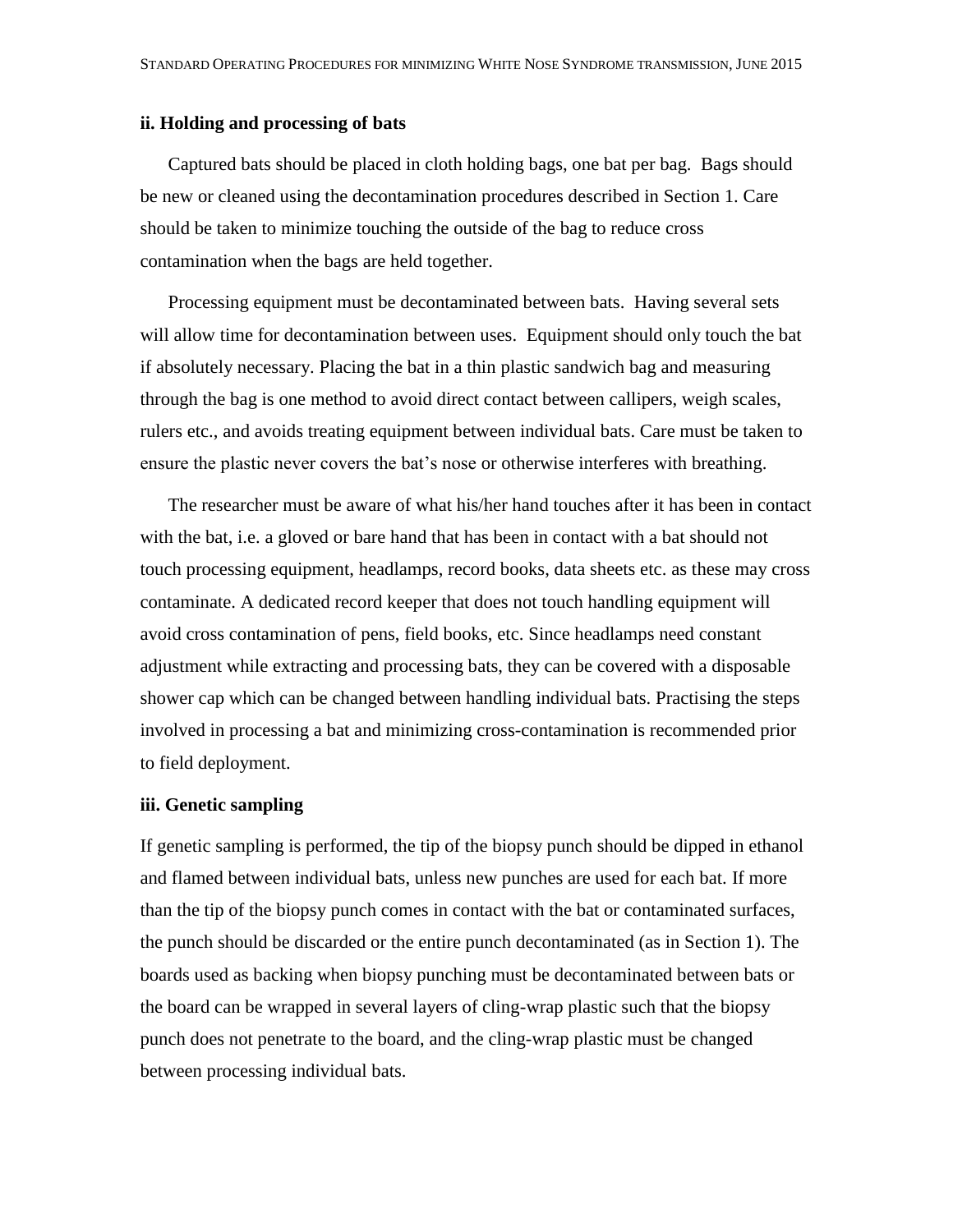### ii. Holding and processing of bats

Captured bats should be placed in cloth holding bags, one bat per bag. Bags should be new or cleaned using the decontamination procedures described in Section 1. Care should be taken to minimize touching the outside of the bag to reduce cross contamination when the bags are held together.

Processing equipment must be decontaminated between bats. Having several sets will allow time for decontamination between uses. Equipment should only touch the bat if absolutely necessary. Placing the bat in a thin plastic sandwich bag and measuring through the bag is one method to avoid direct contact between callipers, weigh scales, rulers etc., and avoids treating equipment between individual bats. Care must be taken to ensure the plastic never covers the bat's nose or otherwise interferes with breathing.

The researcher must be aware of what his/her hand touches after it has been in contact with the bat, i.e. a gloved or bare hand that has been in contact with a bat should not touch processing equipment, headlamps, record books, data sheets etc. as these may cross contaminate. A dedicated record keeper that does not touch handling equipment will avoid cross contamination of pens, field books, etc. Since headlamps need constant adjustment while extracting and processing bats, they can be covered with a disposable shower cap which can be changed between handling individual bats. Practising the steps involved in processing a bat and minimizing cross-contamination is recommended prior to field deployment.

### iii. Genetic sampling

If genetic sampling is performed, the tip of the biopsy punch should be dipped in ethanol and flamed between individual bats, unless new punches are used for each bat. If more than the tip of the biopsy punch comes in contact with the bat or contaminated surfaces, the punch should be discarded or the entire punch decontaminated (as in Section 1). The boards used as backing when biopsy punching must be decontaminated between bats or the board can be wrapped in several layers of cling-wrap plastic such that the biopsy punch does not penetrate to the board, and the cling-wrap plastic must be changed between processing individual bats.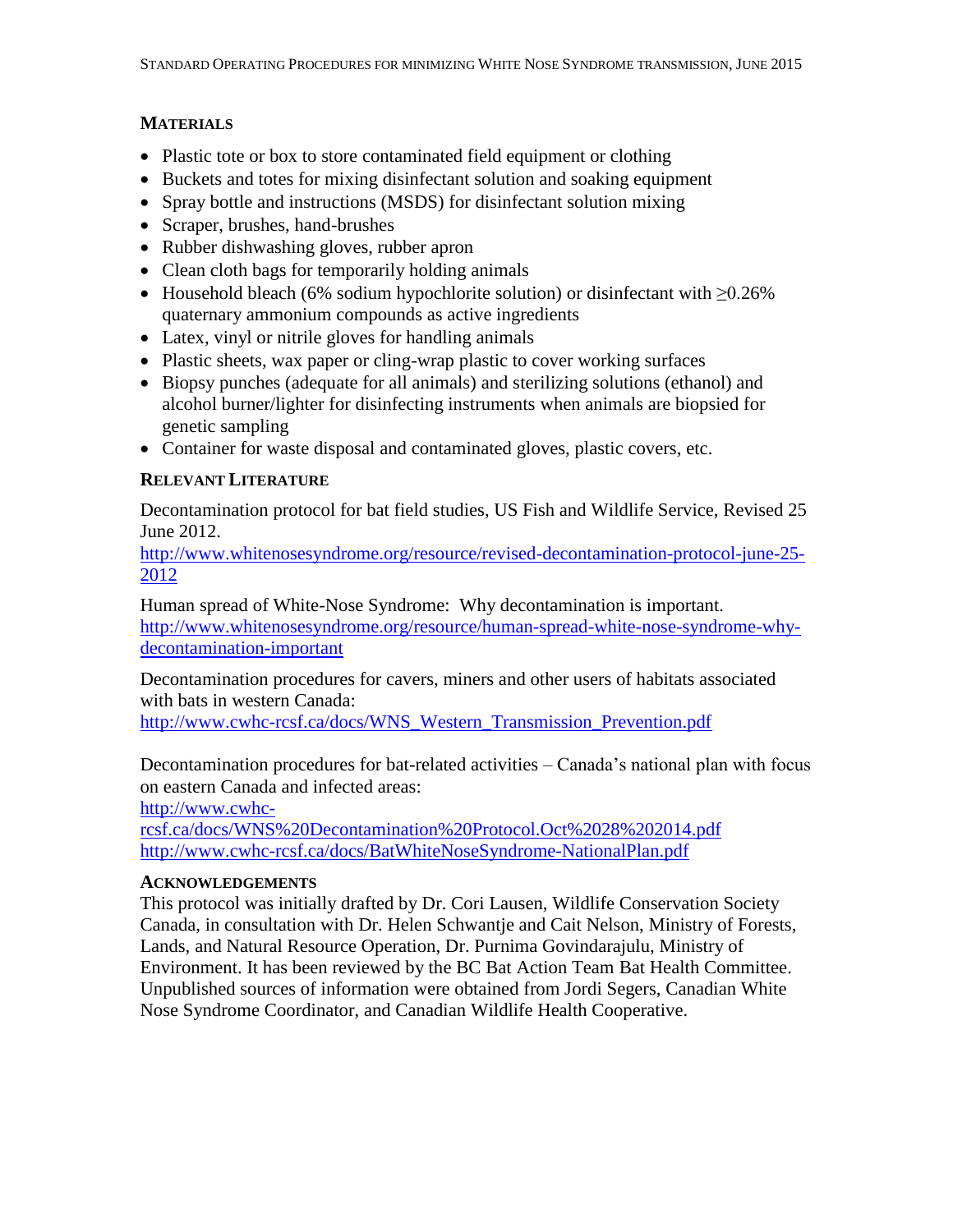## MATERIALS

- Plastic tote or box to store contaminated field equipment or clothing
- Buckets and totes for mixing disinfectant solution and soaking equipment
- Spray bottle and instructions (MSDS) for disinfectant solution mixing
- Scraper, brushes, hand-brushes
- Rubber dishwashing gloves, rubber apron
- Clean cloth bags for temporarily holding animals
- Household bleach (6% sodium hypochlorite solution) or disinfectant with ≥0.26% quaternary ammonium compounds as active ingredients
- Latex, vinyl or nitrile gloves for handling animals
- Plastic sheets, wax paper or cling-wrap plastic to cover working surfaces
- Biopsy punches (adequate for all animals) and sterilizing solutions (ethanol) and alcohol burner/lighter for disinfecting instruments when animals are biopsied for genetic sampling
- Container for waste disposal and contaminated gloves, plastic covers, etc.

## RELEVANT LITERATURE

Decontamination protocol for bat field studies, US Fish and Wildlife Service, Revised 25 June 2012.
http://www.whitenosesyndrome.org/resource/revised-decontamination-protocol-june-25-2012

Human spread of White-Nose Syndrome: Why decontamination is important.
http://www.whitenosesyndrome.org/resource/human-spread-white-nose-syndrome-why-decontamination-important

Decontamination procedures for cavers, miners and other users of habitats associated with bats in western Canada:
http://www.cwhc-rcsf.ca/docs/WNS_Western_Transmission_Prevention.pdf

Decontamination procedures for bat-related activities – Canada's national plan with focus on eastern Canada and infected areas:
http://www.cwhc-rcsf.ca/docs/WNS%20Decontamination%20Protocol.Oct%2028%202014.pdf
http://www.cwhc-rcsf.ca/docs/BatWhiteNoseSyndrome-NationalPlan.pdf

## ACKNOWLEDGEMENTS

This protocol was initially drafted by Dr. Cori Lausen, Wildlife Conservation Society Canada, in consultation with Dr. Helen Schwantje and Cait Nelson, Ministry of Forests, Lands, and Natural Resource Operation, Dr. Purnima Govindarajulu, Ministry of Environment. It has been reviewed by the BC Bat Action Team Bat Health Committee. Unpublished sources of information were obtained from Jordi Segers, Canadian White Nose Syndrome Coordinator, and Canadian Wildlife Health Cooperative.